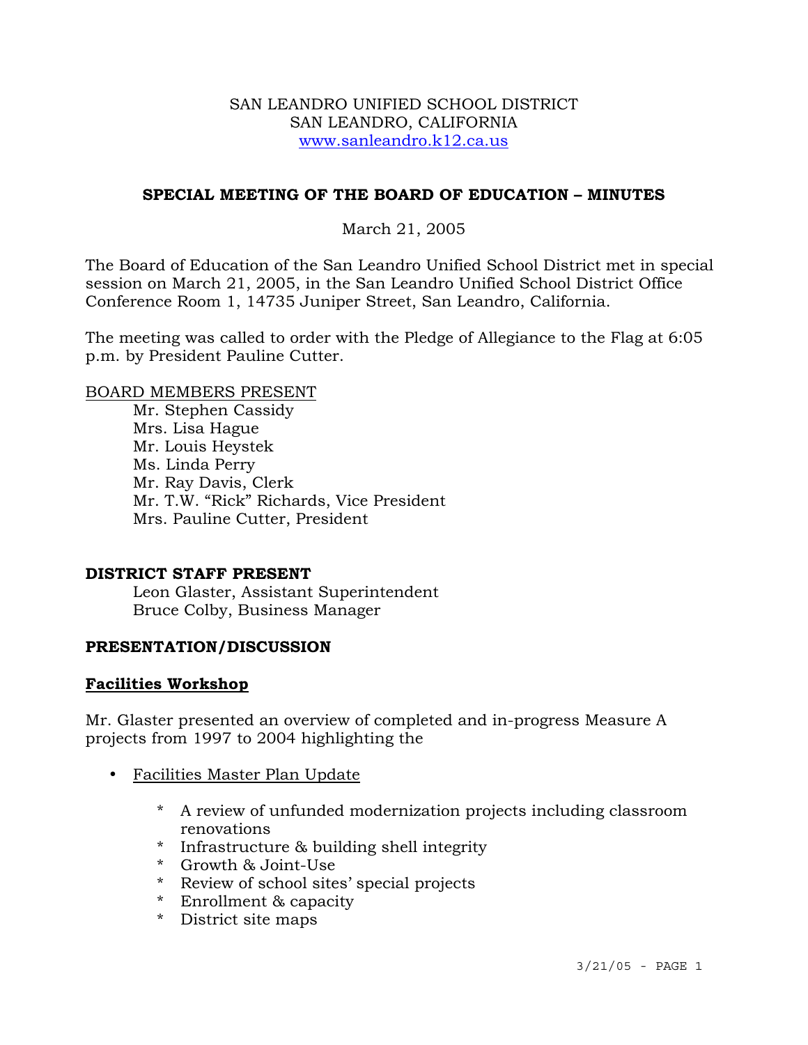SAN LEANDRO UNIFIED SCHOOL DISTRICT
SAN LEANDRO, CALIFORNIA
www.sanleandro.k12.ca.us

## SPECIAL MEETING OF THE BOARD OF EDUCATION – MINUTES

March 21, 2005

The Board of Education of the San Leandro Unified School District met in special session on March 21, 2005, in the San Leandro Unified School District Office Conference Room 1, 14735 Juniper Street, San Leandro, California.

The meeting was called to order with the Pledge of Allegiance to the Flag at 6:05 p.m. by President Pauline Cutter.

BOARD MEMBERS PRESENT

Mr. Stephen Cassidy
Mrs. Lisa Hague
Mr. Louis Heystek
Ms. Linda Perry
Mr. Ray Davis, Clerk
Mr. T.W. "Rick" Richards, Vice President
Mrs. Pauline Cutter, President

**DISTRICT STAFF PRESENT**

Leon Glaster, Assistant Superintendent
Bruce Colby, Business Manager

**PRESENTATION/DISCUSSION**

**Facilities Workshop**

Mr. Glaster presented an overview of completed and in-progress Measure A projects from 1997 to 2004 highlighting the

- Facilities Master Plan Update
  - A review of unfunded modernization projects including classroom renovations
  - Infrastructure & building shell integrity
  - Growth & Joint-Use
  - Review of school sites' special projects
  - Enrollment & capacity
  - District site maps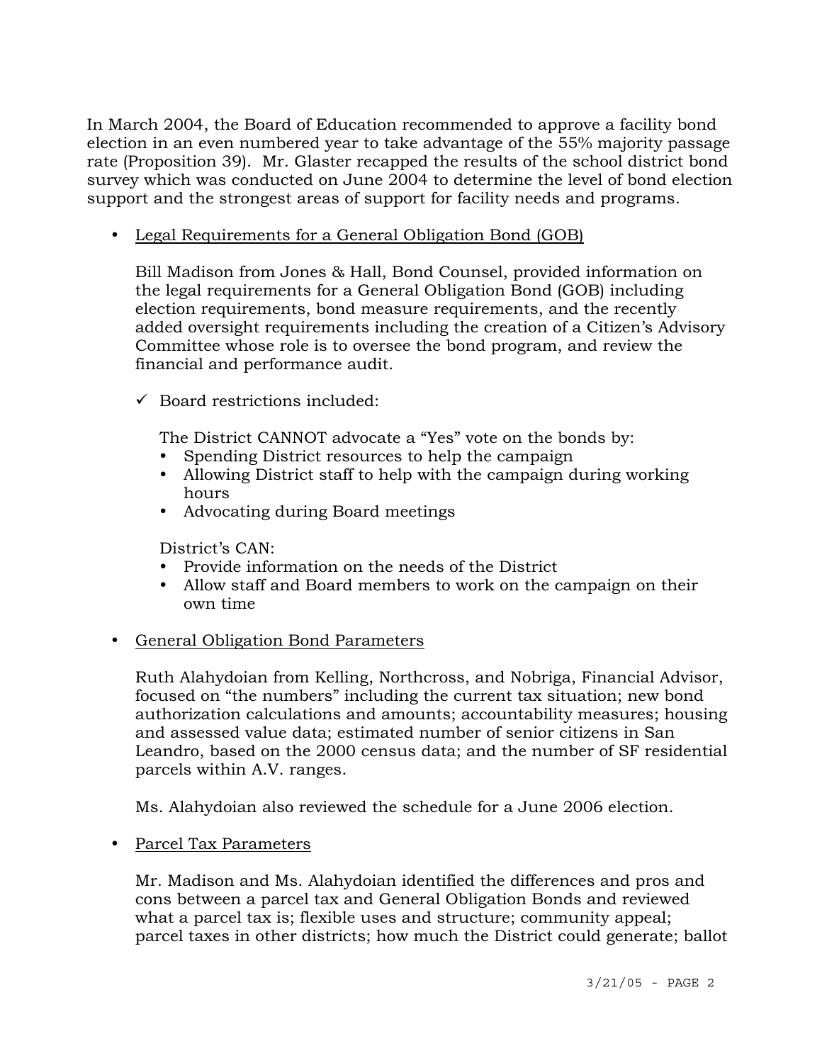In March 2004, the Board of Education recommended to approve a facility bond election in an even numbered year to take advantage of the 55% majority passage rate (Proposition 39). Mr. Glaster recapped the results of the school district bond survey which was conducted on June 2004 to determine the level of bond election support and the strongest areas of support for facility needs and programs.

- Legal Requirements for a General Obligation Bond (GOB)

  Bill Madison from Jones & Hall, Bond Counsel, provided information on the legal requirements for a General Obligation Bond (GOB) including election requirements, bond measure requirements, and the recently added oversight requirements including the creation of a Citizen's Advisory Committee whose role is to oversee the bond program, and review the financial and performance audit.

  - ✓ Board restrictions included:

    The District CANNOT advocate a "Yes" vote on the bonds by:
    - Spending District resources to help the campaign
    - Allowing District staff to help with the campaign during working hours
    - Advocating during Board meetings

    District's CAN:
    - Provide information on the needs of the District
    - Allow staff and Board members to work on the campaign on their own time

- General Obligation Bond Parameters

  Ruth Alahydoian from Kelling, Northcross, and Nobriga, Financial Advisor, focused on "the numbers" including the current tax situation; new bond authorization calculations and amounts; accountability measures; housing and assessed value data; estimated number of senior citizens in San Leandro, based on the 2000 census data; and the number of SF residential parcels within A.V. ranges.

  Ms. Alahydoian also reviewed the schedule for a June 2006 election.

- Parcel Tax Parameters

  Mr. Madison and Ms. Alahydoian identified the differences and pros and cons between a parcel tax and General Obligation Bonds and reviewed what a parcel tax is; flexible uses and structure; community appeal; parcel taxes in other districts; how much the District could generate; ballot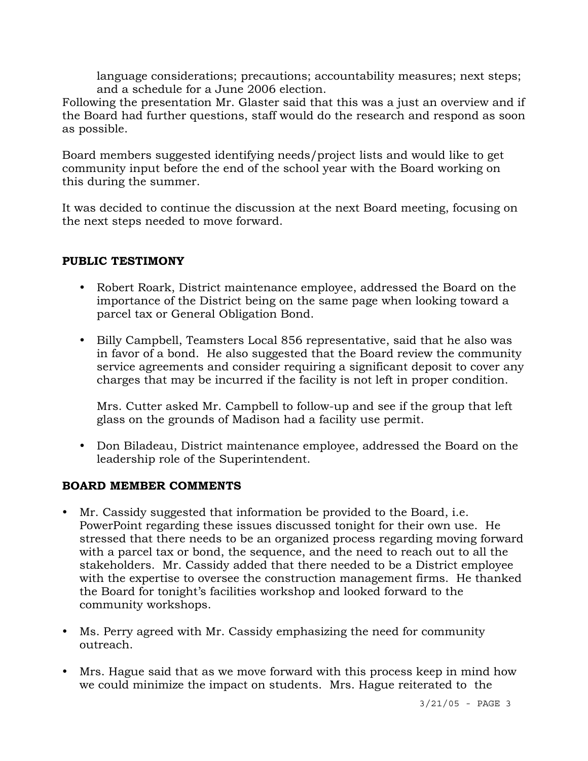language considerations; precautions; accountability measures; next steps; and a schedule for a June 2006 election.

Following the presentation Mr. Glaster said that this was a just an overview and if the Board had further questions, staff would do the research and respond as soon as possible.

Board members suggested identifying needs/project lists and would like to get community input before the end of the school year with the Board working on this during the summer.

It was decided to continue the discussion at the next Board meeting, focusing on the next steps needed to move forward.

**PUBLIC TESTIMONY**

- Robert Roark, District maintenance employee, addressed the Board on the importance of the District being on the same page when looking toward a parcel tax or General Obligation Bond.

- Billy Campbell, Teamsters Local 856 representative, said that he also was in favor of a bond. He also suggested that the Board review the community service agreements and consider requiring a significant deposit to cover any charges that may be incurred if the facility is not left in proper condition.

  Mrs. Cutter asked Mr. Campbell to follow-up and see if the group that left glass on the grounds of Madison had a facility use permit.

- Don Biladeau, District maintenance employee, addressed the Board on the leadership role of the Superintendent.

**BOARD MEMBER COMMENTS**

- Mr. Cassidy suggested that information be provided to the Board, i.e. PowerPoint regarding these issues discussed tonight for their own use. He stressed that there needs to be an organized process regarding moving forward with a parcel tax or bond, the sequence, and the need to reach out to all the stakeholders. Mr. Cassidy added that there needed to be a District employee with the expertise to oversee the construction management firms. He thanked the Board for tonight's facilities workshop and looked forward to the community workshops.

- Ms. Perry agreed with Mr. Cassidy emphasizing the need for community outreach.

- Mrs. Hague said that as we move forward with this process keep in mind how we could minimize the impact on students. Mrs. Hague reiterated to the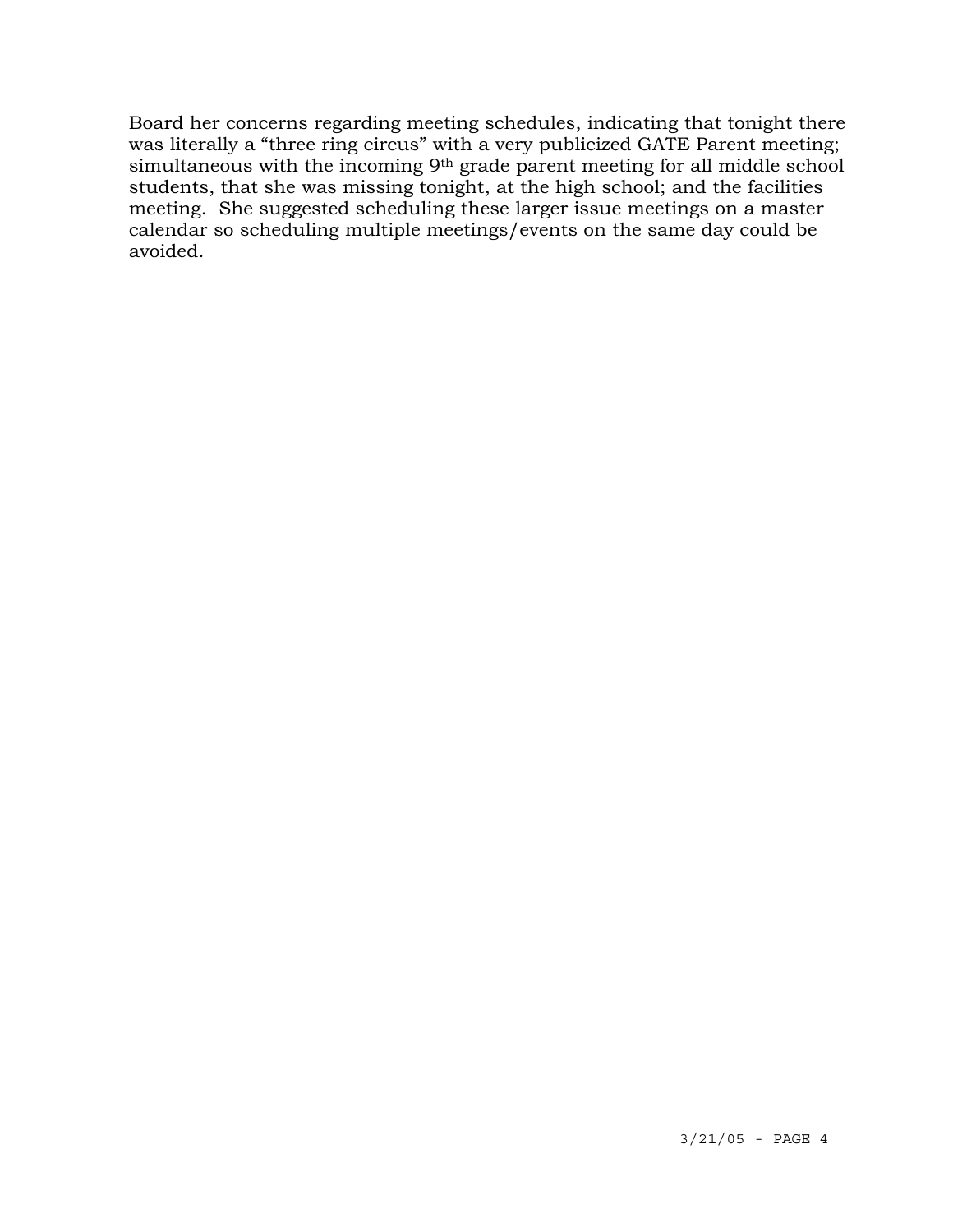Board her concerns regarding meeting schedules, indicating that tonight there was literally a "three ring circus" with a very publicized GATE Parent meeting; simultaneous with the incoming 9th grade parent meeting for all middle school students, that she was missing tonight, at the high school; and the facilities meeting. She suggested scheduling these larger issue meetings on a master calendar so scheduling multiple meetings/events on the same day could be avoided.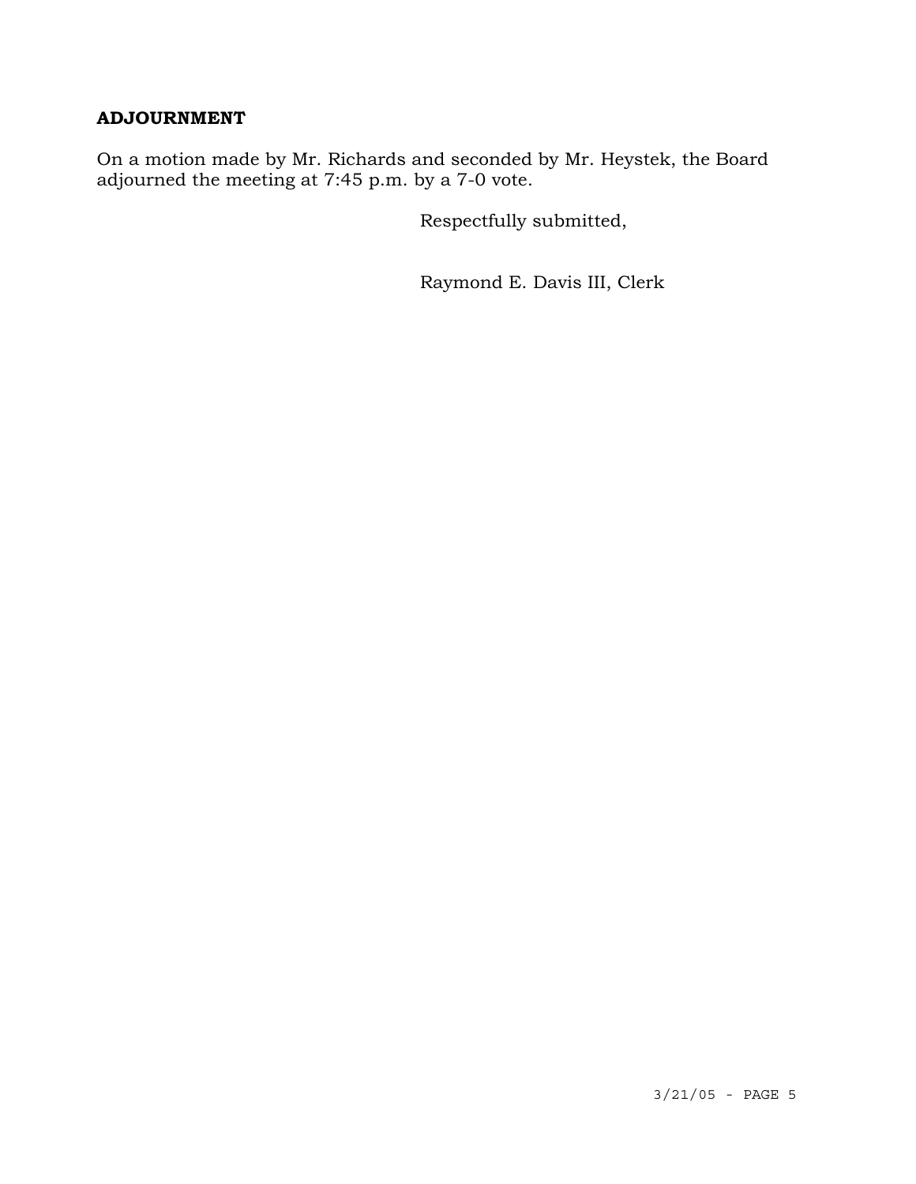**ADJOURNMENT**

On a motion made by Mr. Richards and seconded by Mr. Heystek, the Board adjourned the meeting at 7:45 p.m. by a 7-0 vote.

Respectfully submitted,

Raymond E. Davis III, Clerk